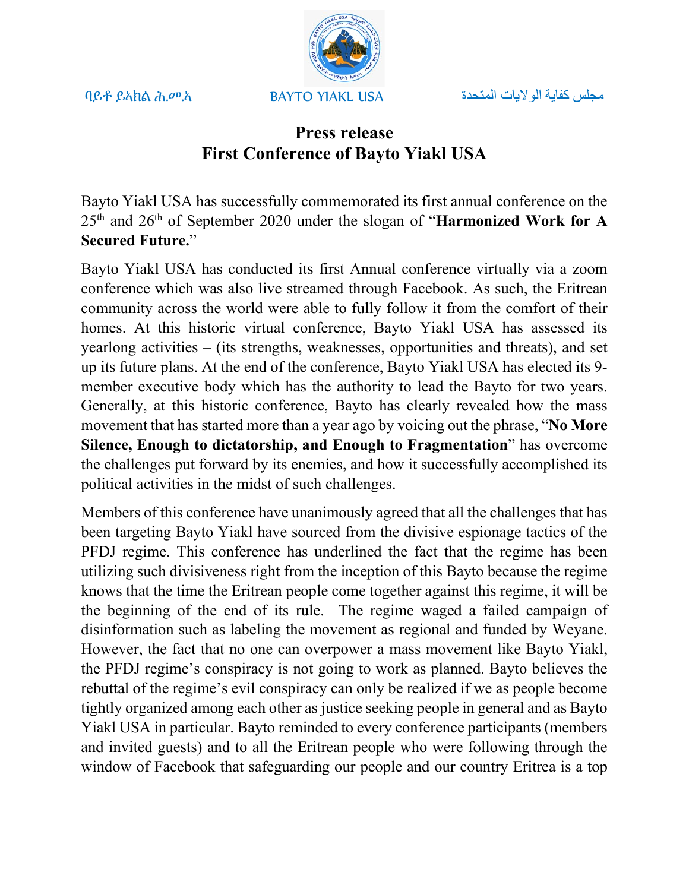ባይቶ ይኣክል ሕ.መ.ኣ BAYTO YIAKL USA مجلس كفاية الولايات المتحدة

# Press release
# First Conference of Bayto Yiakl USA

Bayto Yiakl USA has successfully commemorated its first annual conference on the 25th and 26th of September 2020 under the slogan of "**Harmonized Work for A Secured Future.**"

Bayto Yiakl USA has conducted its first Annual conference virtually via a zoom conference which was also live streamed through Facebook. As such, the Eritrean community across the world were able to fully follow it from the comfort of their homes. At this historic virtual conference, Bayto Yiakl USA has assessed its yearlong activities – (its strengths, weaknesses, opportunities and threats), and set up its future plans. At the end of the conference, Bayto Yiakl USA has elected its 9-member executive body which has the authority to lead the Bayto for two years. Generally, at this historic conference, Bayto has clearly revealed how the mass movement that has started more than a year ago by voicing out the phrase, "**No More Silence, Enough to dictatorship, and Enough to Fragmentation**" has overcome the challenges put forward by its enemies, and how it successfully accomplished its political activities in the midst of such challenges.

Members of this conference have unanimously agreed that all the challenges that has been targeting Bayto Yiakl have sourced from the divisive espionage tactics of the PFDJ regime. This conference has underlined the fact that the regime has been utilizing such divisiveness right from the inception of this Bayto because the regime knows that the time the Eritrean people come together against this regime, it will be the beginning of the end of its rule. The regime waged a failed campaign of disinformation such as labeling the movement as regional and funded by Weyane. However, the fact that no one can overpower a mass movement like Bayto Yiakl, the PFDJ regime's conspiracy is not going to work as planned. Bayto believes the rebuttal of the regime's evil conspiracy can only be realized if we as people become tightly organized among each other as justice seeking people in general and as Bayto Yiakl USA in particular. Bayto reminded to every conference participants (members and invited guests) and to all the Eritrean people who were following through the window of Facebook that safeguarding our people and our country Eritrea is a top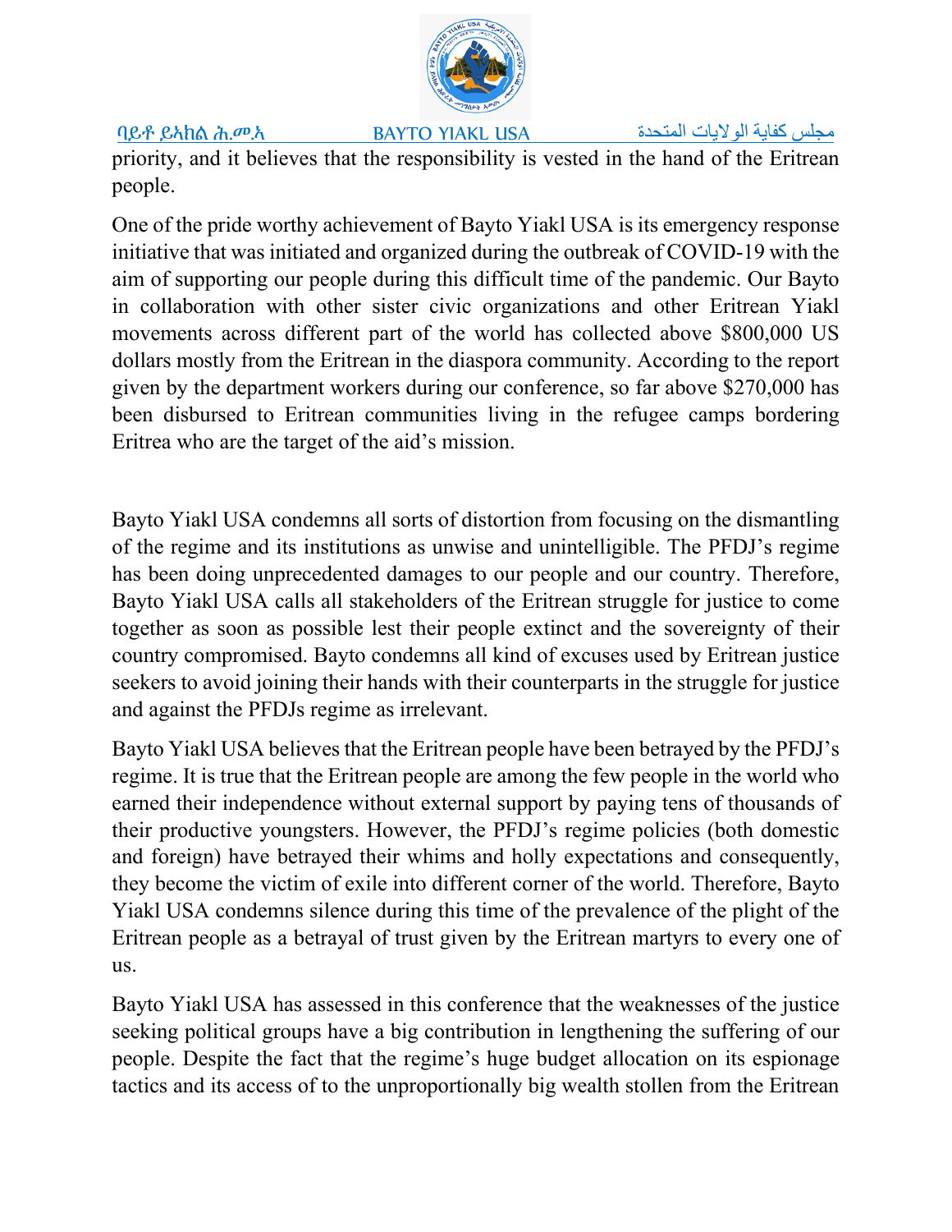priority, and it believes that the responsibility is vested in the hand of the Eritrean people.

One of the pride worthy achievement of Bayto Yiakl USA is its emergency response initiative that was initiated and organized during the outbreak of COVID-19 with the aim of supporting our people during this difficult time of the pandemic. Our Bayto in collaboration with other sister civic organizations and other Eritrean Yiakl movements across different part of the world has collected above $800,000 US dollars mostly from the Eritrean in the diaspora community. According to the report given by the department workers during our conference, so far above $270,000 has been disbursed to Eritrean communities living in the refugee camps bordering Eritrea who are the target of the aid's mission.

Bayto Yiakl USA condemns all sorts of distortion from focusing on the dismantling of the regime and its institutions as unwise and unintelligible. The PFDJ's regime has been doing unprecedented damages to our people and our country. Therefore, Bayto Yiakl USA calls all stakeholders of the Eritrean struggle for justice to come together as soon as possible lest their people extinct and the sovereignty of their country compromised. Bayto condemns all kind of excuses used by Eritrean justice seekers to avoid joining their hands with their counterparts in the struggle for justice and against the PFDJs regime as irrelevant.

Bayto Yiakl USA believes that the Eritrean people have been betrayed by the PFDJ's regime. It is true that the Eritrean people are among the few people in the world who earned their independence without external support by paying tens of thousands of their productive youngsters. However, the PFDJ's regime policies (both domestic and foreign) have betrayed their whims and holly expectations and consequently, they become the victim of exile into different corner of the world. Therefore, Bayto Yiakl USA condemns silence during this time of the prevalence of the plight of the Eritrean people as a betrayal of trust given by the Eritrean martyrs to every one of us.

Bayto Yiakl USA has assessed in this conference that the weaknesses of the justice seeking political groups have a big contribution in lengthening the suffering of our people. Despite the fact that the regime's huge budget allocation on its espionage tactics and its access of to the unproportionally big wealth stollen from the Eritrean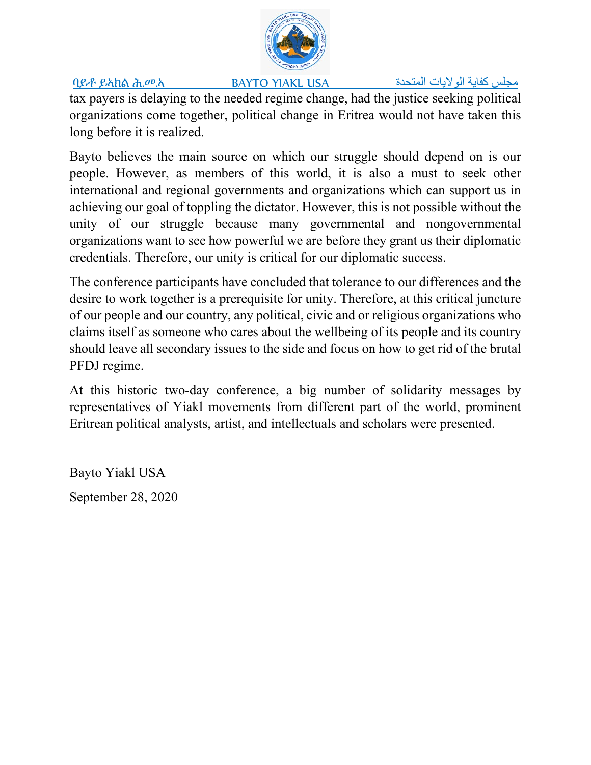tax payers is delaying to the needed regime change, had the justice seeking political organizations come together, political change in Eritrea would not have taken this long before it is realized.

Bayto believes the main source on which our struggle should depend on is our people. However, as members of this world, it is also a must to seek other international and regional governments and organizations which can support us in achieving our goal of toppling the dictator. However, this is not possible without the unity of our struggle because many governmental and nongovernmental organizations want to see how powerful we are before they grant us their diplomatic credentials. Therefore, our unity is critical for our diplomatic success.

The conference participants have concluded that tolerance to our differences and the desire to work together is a prerequisite for unity. Therefore, at this critical juncture of our people and our country, any political, civic and or religious organizations who claims itself as someone who cares about the wellbeing of its people and its country should leave all secondary issues to the side and focus on how to get rid of the brutal PFDJ regime.

At this historic two-day conference, a big number of solidarity messages by representatives of Yiakl movements from different part of the world, prominent Eritrean political analysts, artist, and intellectuals and scholars were presented.

Bayto Yiakl USA

September 28, 2020